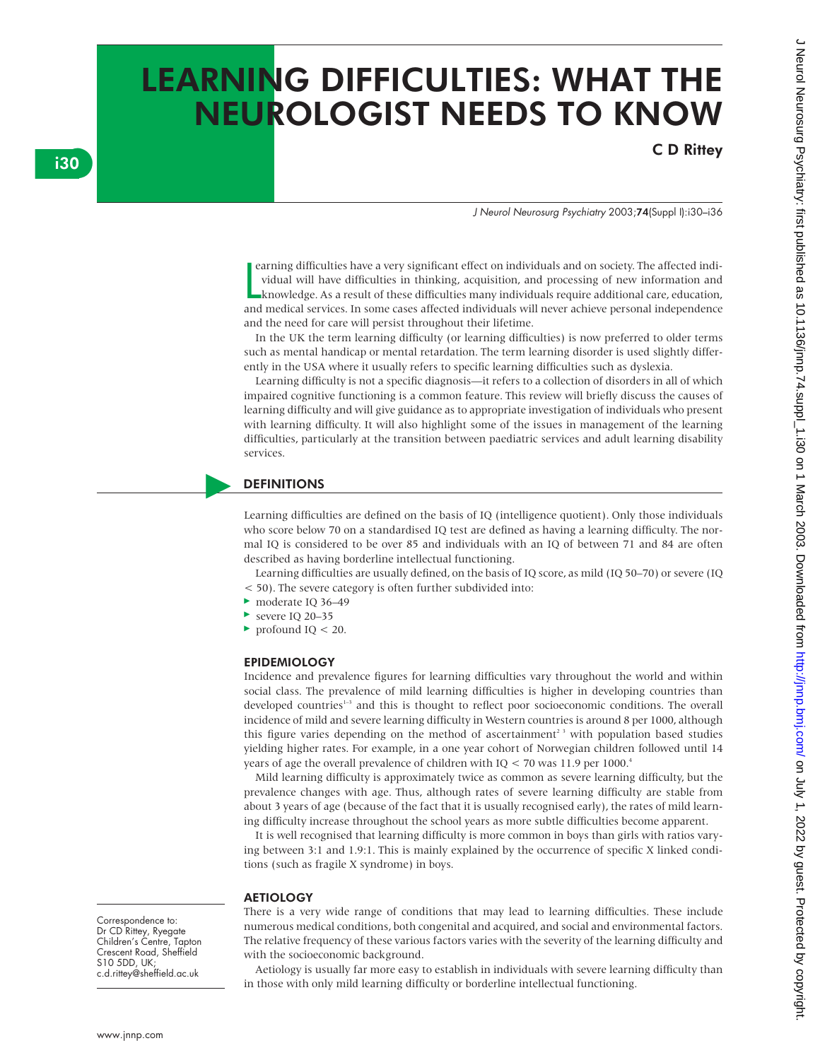# LEARNING DIFFICULTIES: WHAT THE NEUROLOGIST NEEDS TO KNOW

**C D Rittey**

Learning difficulties have a very significant effect on individuals and on society. The affected individual will have difficulties in thinking, acquisition, and processing of new information and knowledge. As a result of these difficulties many individuals require additional care, education, and medical services. In some cases affected individuals will never achieve personal independence and the need for care will persist throughout their lifetime.

In the UK the term learning difficulty (or learning difficulties) is now preferred to older terms such as mental handicap or mental retardation. The term learning disorder is used slightly differently in the USA where it usually refers to specific learning difficulties such as dyslexia.

Learning difficulty is not a specific diagnosis—it refers to a collection of disorders in all of which impaired cognitive functioning is a common feature. This review will briefly discuss the causes of learning difficulty and will give guidance as to appropriate investigation of individuals who present with learning difficulty. It will also highlight some of the issues in management of the learning difficulties, particularly at the transition between paediatric services and adult learning disability services.

## DEFINITIONS

Learning difficulties are defined on the basis of IQ (intelligence quotient). Only those individuals who score below 70 on a standardised IQ test are defined as having a learning difficulty. The normal IQ is considered to be over 85 and individuals with an IQ of between 71 and 84 are often described as having borderline intellectual functioning.

Learning difficulties are usually defined, on the basis of IQ score, as mild (IQ 50–70) or severe (IQ < 50). The severe category is often further subdivided into:

- moderate IQ 36–49
- severe IQ 20–35
- profound IQ < 20.

### EPIDEMIOLOGY

Incidence and prevalence figures for learning difficulties vary throughout the world and within social class. The prevalence of mild learning difficulties is higher in developing countries than developed countries[1–3] and this is thought to reflect poor socioeconomic conditions. The overall incidence of mild and severe learning difficulty in Western countries is around 8 per 1000, although this figure varies depending on the method of ascertainment[2,3] with population based studies yielding higher rates. For example, in a one year cohort of Norwegian children followed until 14 years of age the overall prevalence of children with IQ < 70 was 11.9 per 1000.[4]

Mild learning difficulty is approximately twice as common as severe learning difficulty, but the prevalence changes with age. Thus, although rates of severe learning difficulty are stable from about 3 years of age (because of the fact that it is usually recognised early), the rates of mild learning difficulty increase throughout the school years as more subtle difficulties become apparent.

It is well recognised that learning difficulty is more common in boys than girls with ratios varying between 3:1 and 1.9:1. This is mainly explained by the occurrence of specific X linked conditions (such as fragile X syndrome) in boys.

### AETIOLOGY

There is a very wide range of conditions that may lead to learning difficulties. These include numerous medical conditions, both congenital and acquired, and social and environmental factors. The relative frequency of these various factors varies with the severity of the learning difficulty and with the socioeconomic background.

Aetiology is usually far more easy to establish in individuals with severe learning difficulty than in those with only mild learning difficulty or borderline intellectual functioning.

Correspondence to: Dr CD Rittey, Ryegate Children's Centre, Tapton Crescent Road, Sheffield S10 5DD, UK; c.d.rittey@sheffield.ac.uk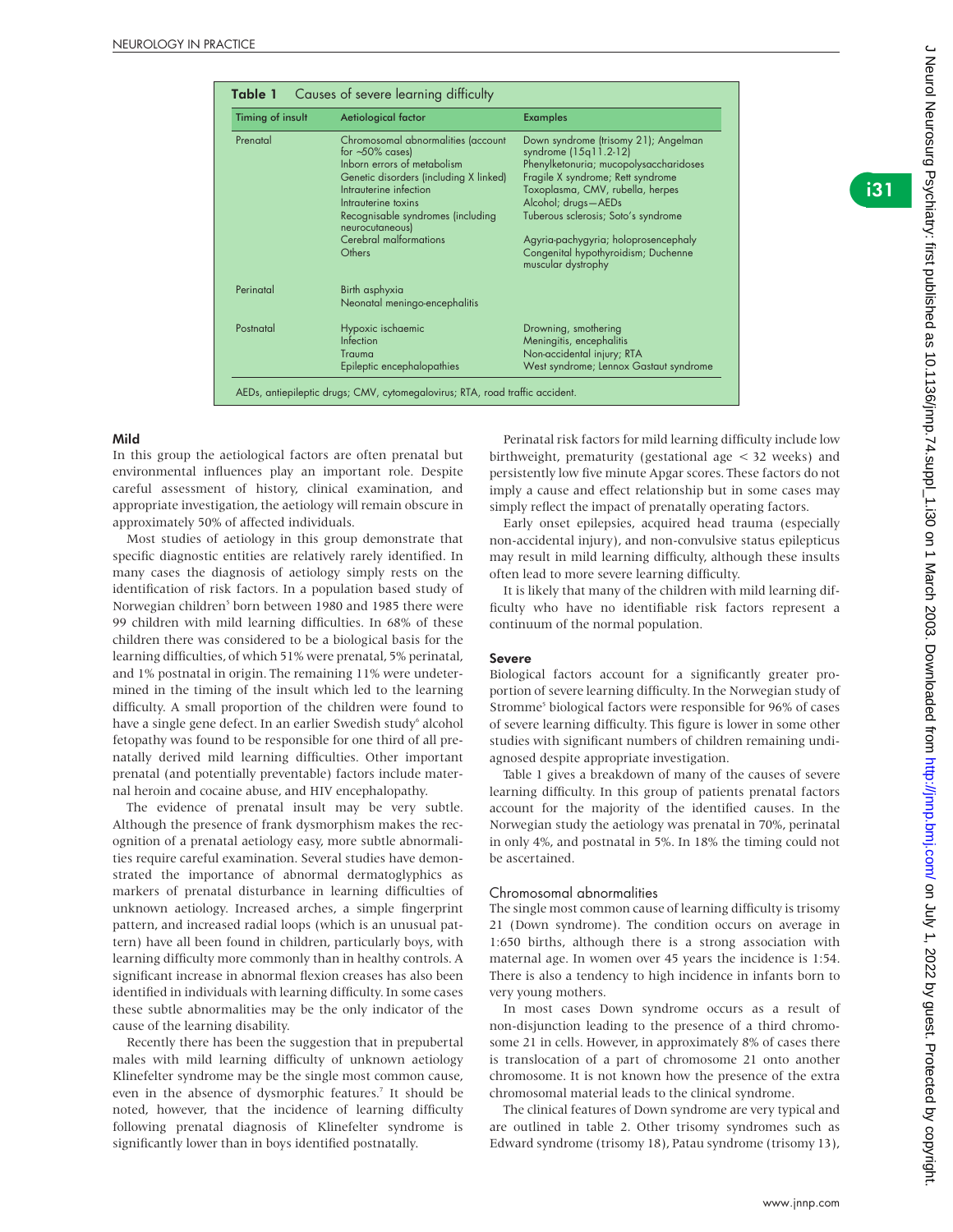**Table 1** Causes of severe learning difficulty

| Timing of insult | Aetiological factor | Examples |
|---|---|---|
| Prenatal | Chromosomal abnormalities (account for ~50% cases) | Down syndrome (trisomy 21); Angelman syndrome (15q11.2-12) |
| | Inborn errors of metabolism | Phenylketonuria; mucopolysaccharidoses |
| | Genetic disorders (including X linked) | Fragile X syndrome; Rett syndrome |
| | Intrauterine infection | Toxoplasma, CMV, rubella, herpes |
| | Intrauterine toxins | Alcohol; drugs—AEDs |
| | Recognisable syndromes (including neurocutaneous) | Tuberous sclerosis; Soto's syndrome |
| | Cerebral malformations | Agyria-pachygyria; holoprosencephaly |
| | Others | Congenital hypothyroidism; Duchenne muscular dystrophy |
| Perinatal | Birth asphyxia | |
| | Neonatal meningo-encephalitis | |
| Postnatal | Hypoxic ischaemic | Drowning, smothering |
| | Infection | Meningitis, encephalitis |
| | Trauma | Non-accidental injury; RTA |
| | Epileptic encephalopathies | West syndrome; Lennox Gastaut syndrome |

AEDs, antiepileptic drugs; CMV, cytomegalovirus; RTA, road traffic accident.

#### Mild

In this group the aetiological factors are often prenatal but environmental influences play an important role. Despite careful assessment of history, clinical examination, and appropriate investigation, the aetiology will remain obscure in approximately 50% of affected individuals.

Most studies of aetiology in this group demonstrate that specific diagnostic entities are relatively rarely identified. In many cases the diagnosis of aetiology simply rests on the identification of risk factors. In a population based study of Norwegian children[5] born between 1980 and 1985 there were 99 children with mild learning difficulties. In 68% of these children there was considered to be a biological basis for the learning difficulties, of which 51% were prenatal, 5% perinatal, and 1% postnatal in origin. The remaining 11% were undetermined in the timing of the insult which led to the learning difficulty. A small proportion of the children were found to have a single gene defect. In an earlier Swedish study[6] alcohol fetopathy was found to be responsible for one third of all prenatally derived mild learning difficulties. Other important prenatal (and potentially preventable) factors include maternal heroin and cocaine abuse, and HIV encephalopathy.

The evidence of prenatal insult may be very subtle. Although the presence of frank dysmorphism makes the recognition of a prenatal aetiology easy, more subtle abnormalities require careful examination. Several studies have demonstrated the importance of abnormal dermatoglyphics as markers of prenatal disturbance in learning difficulties of unknown aetiology. Increased arches, a simple fingerprint pattern, and increased radial loops (which is an unusual pattern) have all been found in children, particularly boys, with learning difficulty more commonly than in healthy controls. A significant increase in abnormal flexion creases has also been identified in individuals with learning difficulty. In some cases these subtle abnormalities may be the only indicator of the cause of the learning disability.

Recently there has been the suggestion that in prepubertal males with mild learning difficulty of unknown aetiology Klinefelter syndrome may be the single most common cause, even in the absence of dysmorphic features.[7] It should be noted, however, that the incidence of learning difficulty following prenatal diagnosis of Klinefelter syndrome is significantly lower than in boys identified postnatally.

Perinatal risk factors for mild learning difficulty include low birthweight, prematurity (gestational age < 32 weeks) and persistently low five minute Apgar scores. These factors do not imply a cause and effect relationship but in some cases may simply reflect the impact of prenatally operating factors.

Early onset epilepsies, acquired head trauma (especially non-accidental injury), and non-convulsive status epilepticus may result in mild learning difficulty, although these insults often lead to more severe learning difficulty.

It is likely that many of the children with mild learning difficulty who have no identifiable risk factors represent a continuum of the normal population.

#### Severe

Biological factors account for a significantly greater proportion of severe learning difficulty. In the Norwegian study of Stromme[5] biological factors were responsible for 96% of cases of severe learning difficulty. This figure is lower in some other studies with significant numbers of children remaining undiagnosed despite appropriate investigation.

Table 1 gives a breakdown of many of the causes of severe learning difficulty. In this group of patients prenatal factors account for the majority of the identified causes. In the Norwegian study the aetiology was prenatal in 70%, perinatal in only 4%, and postnatal in 5%. In 18% the timing could not be ascertained.

#### Chromosomal abnormalities

The single most common cause of learning difficulty is trisomy 21 (Down syndrome). The condition occurs on average in 1:650 births, although there is a strong association with maternal age. In women over 45 years the incidence is 1:54. There is also a tendency to high incidence in infants born to very young mothers.

In most cases Down syndrome occurs as a result of non-disjunction leading to the presence of a third chromosome 21 in cells. However, in approximately 8% of cases there is translocation of a part of chromosome 21 onto another chromosome. It is not known how the presence of the extra chromosomal material leads to the clinical syndrome.

The clinical features of Down syndrome are very typical and are outlined in table 2. Other trisomy syndromes such as Edward syndrome (trisomy 18), Patau syndrome (trisomy 13),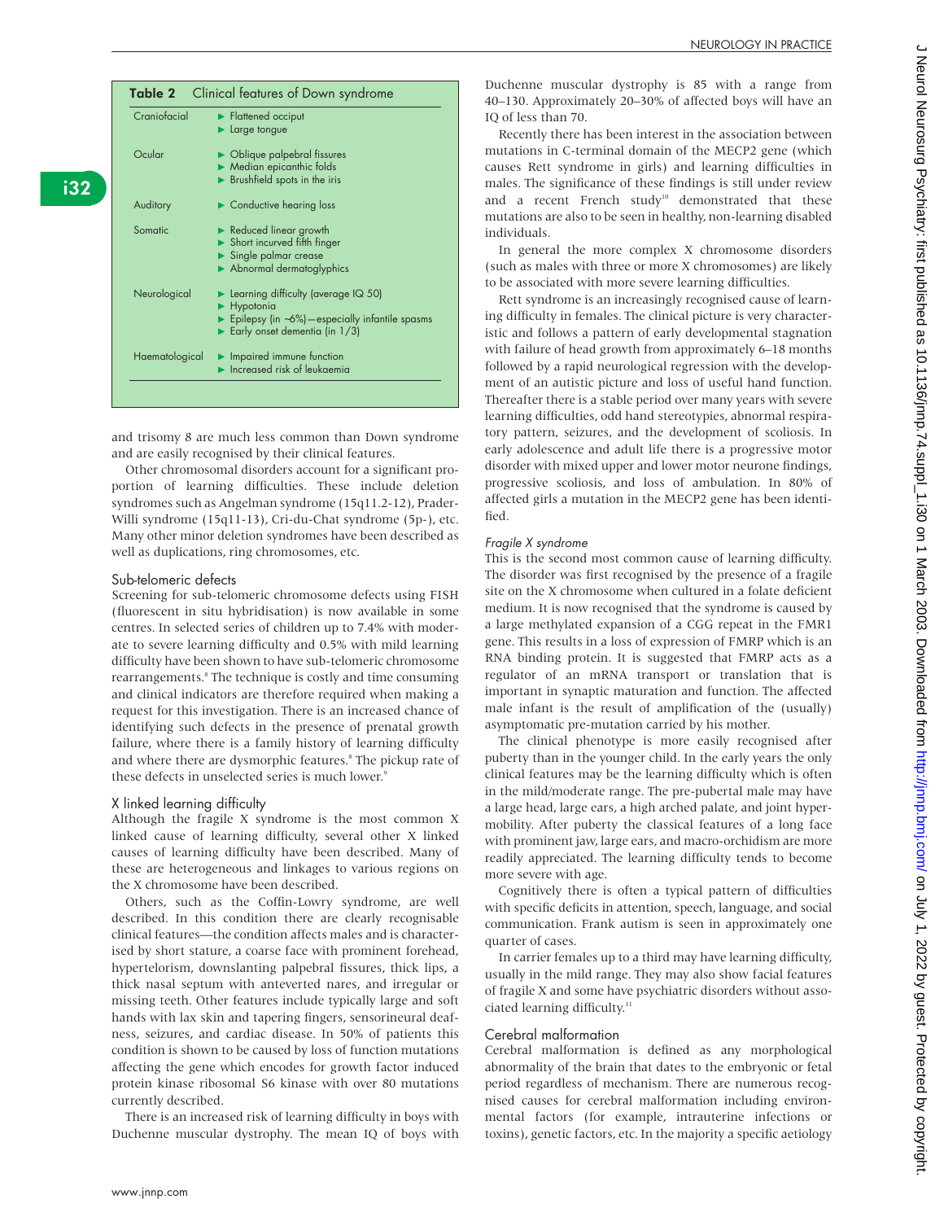**Table 2** Clinical features of Down syndrome

| | |
|---|---|
| Craniofacial | ▶ Flattened occiput<br>▶ Large tongue |
| Ocular | ▶ Oblique palpebral fissures<br>▶ Median epicanthic folds<br>▶ Brushfield spots in the iris |
| Auditory | ▶ Conductive hearing loss |
| Somatic | ▶ Reduced linear growth<br>▶ Short incurved fifth finger<br>▶ Single palmar crease<br>▶ Abnormal dermatoglyphics |
| Neurological | ▶ Learning difficulty (average IQ 50)<br>▶ Hypotonia<br>▶ Epilepsy (in ~6%)—especially infantile spasms<br>▶ Early onset dementia (in 1/3) |
| Haematological | ▶ Impaired immune function<br>▶ Increased risk of leukaemia |

and trisomy 8 are much less common than Down syndrome and are easily recognised by their clinical features.

Other chromosomal disorders account for a significant proportion of learning difficulties. These include deletion syndromes such as Angelman syndrome (15q11.2-12), Prader-Willi syndrome (15q11-13), Cri-du-Chat syndrome (5p-), etc. Many other minor deletion syndromes have been described as well as duplications, ring chromosomes, etc.

### Sub-telomeric defects

Screening for sub-telomeric chromosome defects using FISH (fluorescent in situ hybridisation) is now available in some centres. In selected series of children up to 7.4% with moderate to severe learning difficulty and 0.5% with mild learning difficulty have been shown to have sub-telomeric chromosome rearrangements.[8] The technique is costly and time consuming and clinical indicators are therefore required when making a request for this investigation. There is an increased chance of identifying such defects in the presence of prenatal growth failure, where there is a family history of learning difficulty and where there are dysmorphic features.[8] The pickup rate of these defects in unselected series is much lower.[9]

### X linked learning difficulty

Although the fragile X syndrome is the most common X linked cause of learning difficulty, several other X linked causes of learning difficulty have been described. Many of these are heterogeneous and linkages to various regions on the X chromosome have been described.

Others, such as the Coffin-Lowry syndrome, are well described. In this condition there are clearly recognisable clinical features—the condition affects males and is characterised by short stature, a coarse face with prominent forehead, hypertelorism, downslanting palpebral fissures, thick lips, a thick nasal septum with anteverted nares, and irregular or missing teeth. Other features include typically large and soft hands with lax skin and tapering fingers, sensorineural deafness, seizures, and cardiac disease. In 50% of patients this condition is shown to be caused by loss of function mutations affecting the gene which encodes for growth factor induced protein kinase ribosomal S6 kinase with over 80 mutations currently described.

There is an increased risk of learning difficulty in boys with Duchenne muscular dystrophy. The mean IQ of boys with Duchenne muscular dystrophy is 85 with a range from 40–130. Approximately 20–30% of affected boys will have an IQ of less than 70.

Recently there has been interest in the association between mutations in C-terminal domain of the MECP2 gene (which causes Rett syndrome in girls) and learning difficulties in males. The significance of these findings is still under review and a recent French study[10] demonstrated that these mutations are also to be seen in healthy, non-learning disabled individuals.

In general the more complex X chromosome disorders (such as males with three or more X chromosomes) are likely to be associated with more severe learning difficulties.

Rett syndrome is an increasingly recognised cause of learning difficulty in females. The clinical picture is very characteristic and follows a pattern of early developmental stagnation with failure of head growth from approximately 6–18 months followed by a rapid neurological regression with the development of an autistic picture and loss of useful hand function. Thereafter there is a stable period over many years with severe learning difficulties, odd hand stereotypies, abnormal respiratory pattern, seizures, and the development of scoliosis. In early adolescence and adult life there is a progressive motor disorder with mixed upper and lower motor neurone findings, progressive scoliosis, and loss of ambulation. In 80% of affected girls a mutation in the MECP2 gene has been identified.

#### *Fragile X syndrome*

This is the second most common cause of learning difficulty. The disorder was first recognised by the presence of a fragile site on the X chromosome when cultured in a folate deficient medium. It is now recognised that the syndrome is caused by a large methylated expansion of a CGG repeat in the FMR1 gene. This results in a loss of expression of FMRP which is an RNA binding protein. It is suggested that FMRP acts as a regulator of an mRNA transport or translation that is important in synaptic maturation and function. The affected male infant is the result of amplification of the (usually) asymptomatic pre-mutation carried by his mother.

The clinical phenotype is more easily recognised after puberty than in the younger child. In the early years the only clinical features may be the learning difficulty which is often in the mild/moderate range. The pre-pubertal male may have a large head, large ears, a high arched palate, and joint hypermobility. After puberty the classical features of a long face with prominent jaw, large ears, and macro-orchidism are more readily appreciated. The learning difficulty tends to become more severe with age.

Cognitively there is often a typical pattern of difficulties with specific deficits in attention, speech, language, and social communication. Frank autism is seen in approximately one quarter of cases.

In carrier females up to a third may have learning difficulty, usually in the mild range. They may also show facial features of fragile X and some have psychiatric disorders without associated learning difficulty.[11]

### Cerebral malformation

Cerebral malformation is defined as any morphological abnormality of the brain that dates to the embryonic or fetal period regardless of mechanism. There are numerous recognised causes for cerebral malformation including environmental factors (for example, intrauterine infections or toxins), genetic factors, etc. In the majority a specific aetiology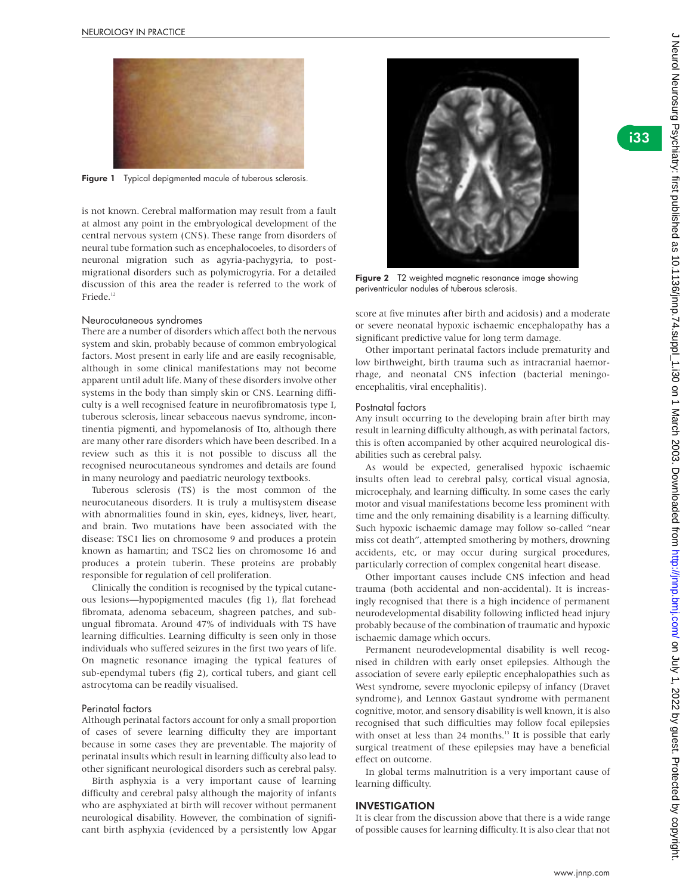Figure 1 Typical depigmented macule of tuberous sclerosis.

is not known. Cerebral malformation may result from a fault at almost any point in the embryological development of the central nervous system (CNS). These range from disorders of neural tube formation such as encephalocoeles, to disorders of neuronal migration such as agyria-pachygyria, to post-migrational disorders such as polymicrogyria. For a detailed discussion of this area the reader is referred to the work of Friede.[12]

### Neurocutaneous syndromes

There are a number of disorders which affect both the nervous system and skin, probably because of common embryological factors. Most present in early life and are easily recognisable, although in some clinical manifestations may not become apparent until adult life. Many of these disorders involve other systems in the body than simply skin or CNS. Learning difficulty is a well recognised feature in neurofibromatosis type I, tuberous sclerosis, linear sebaceous naevus syndrome, incontinentia pigmenti, and hypomelanosis of Ito, although there are many other rare disorders which have been described. In a review such as this it is not possible to discuss all the recognised neurocutaneous syndromes and details are found in many neurology and paediatric neurology textbooks.

Tuberous sclerosis (TS) is the most common of the neurocutaneous disorders. It is truly a multisystem disease with abnormalities found in skin, eyes, kidneys, liver, heart, and brain. Two mutations have been associated with the disease: TSC1 lies on chromosome 9 and produces a protein known as hamartin; and TSC2 lies on chromosome 16 and produces a protein tuberin. These proteins are probably responsible for regulation of cell proliferation.

Clinically the condition is recognised by the typical cutaneous lesions—hypopigmented macules (fig 1), flat forehead fibromata, adenoma sebaceum, shagreen patches, and subungual fibromata. Around 47% of individuals with TS have learning difficulties. Learning difficulty is seen only in those individuals who suffered seizures in the first two years of life. On magnetic resonance imaging the typical features of sub-ependymal tubers (fig 2), cortical tubers, and giant cell astrocytoma can be readily visualised.

### Perinatal factors

Although perinatal factors account for only a small proportion of cases of severe learning difficulty they are important because in some cases they are preventable. The majority of perinatal insults which result in learning difficulty also lead to other significant neurological disorders such as cerebral palsy.

Birth asphyxia is a very important cause of learning difficulty and cerebral palsy although the majority of infants who are asphyxiated at birth will recover without permanent neurological disability. However, the combination of significant birth asphyxia (evidenced by a persistently low Apgar score at five minutes after birth and acidosis) and a moderate or severe neonatal hypoxic ischaemic encephalopathy has a significant predictive value for long term damage.

Figure 2 T2 weighted magnetic resonance image showing periventricular nodules of tuberous sclerosis.

Other important perinatal factors include prematurity and low birthweight, birth trauma such as intracranial haemorrhage, and neonatal CNS infection (bacterial meningoencephalitis, viral encephalitis).

### Postnatal factors

Any insult occurring to the developing brain after birth may result in learning difficulty although, as with perinatal factors, this is often accompanied by other acquired neurological disabilities such as cerebral palsy.

As would be expected, generalised hypoxic ischaemic insults often lead to cerebral palsy, cortical visual agnosia, microcephaly, and learning difficulty. In some cases the early motor and visual manifestations become less prominent with time and the only remaining disability is a learning difficulty. Such hypoxic ischaemic damage may follow so-called "near miss cot death", attempted smothering by mothers, drowning accidents, etc, or may occur during surgical procedures, particularly correction of complex congenital heart disease.

Other important causes include CNS infection and head trauma (both accidental and non-accidental). It is increasingly recognised that there is a high incidence of permanent neurodevelopmental disability following inflicted head injury probably because of the combination of traumatic and hypoxic ischaemic damage which occurs.

Permanent neurodevelopmental disability is well recognised in children with early onset epilepsies. Although the association of severe early epileptic encephalopathies such as West syndrome, severe myoclonic epilepsy of infancy (Dravet syndrome), and Lennox Gastaut syndrome with permanent cognitive, motor, and sensory disability is well known, it is also recognised that such difficulties may follow focal epilepsies with onset at less than 24 months.[13] It is possible that early surgical treatment of these epilepsies may have a beneficial effect on outcome.

In global terms malnutrition is a very important cause of learning difficulty.

## INVESTIGATION

It is clear from the discussion above that there is a wide range of possible causes for learning difficulty. It is also clear that not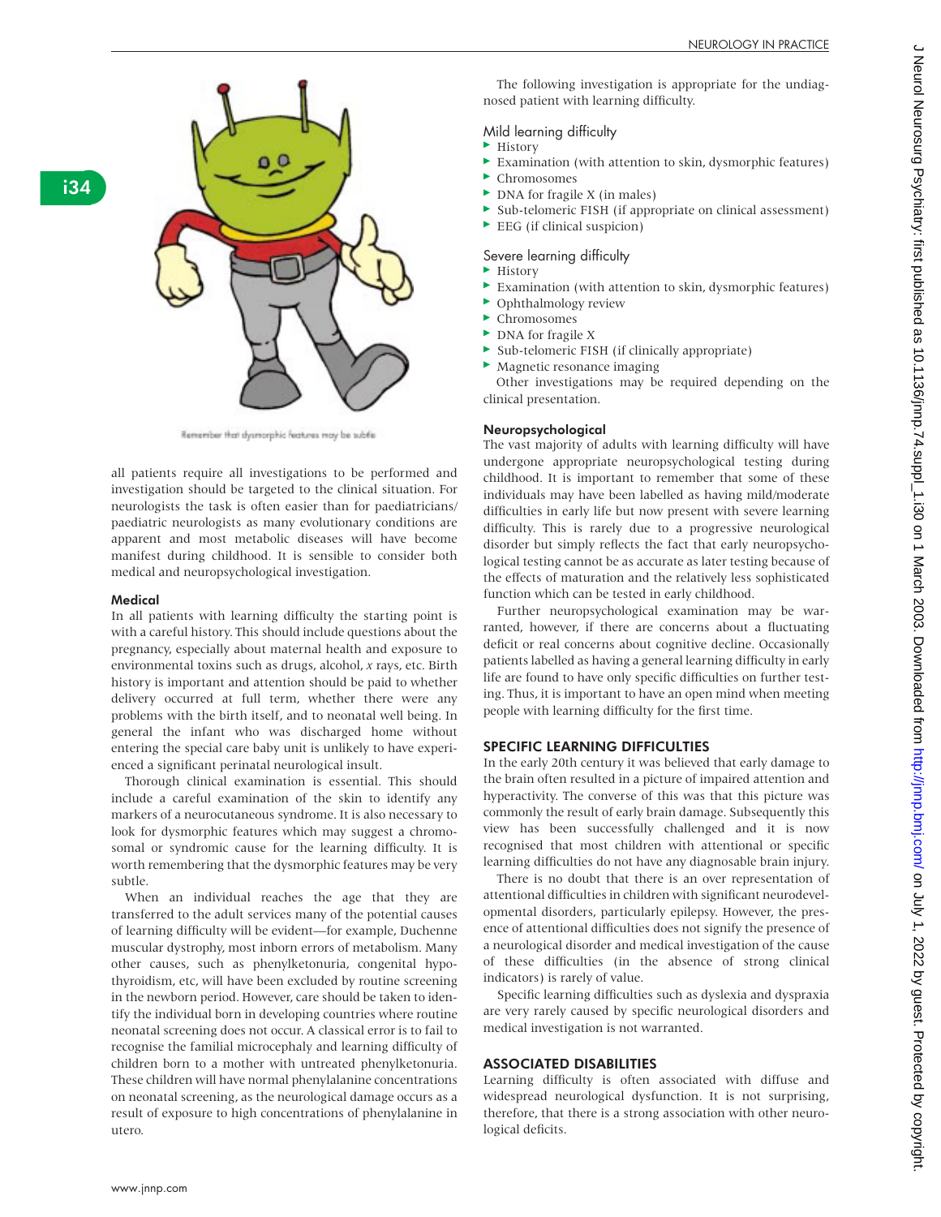Remember that dysmorphic features may be subtle

all patients require all investigations to be performed and investigation should be targeted to the clinical situation. For neurologists the task is often easier than for paediatricians/paediatric neurologists as many evolutionary conditions are apparent and most metabolic diseases will have become manifest during childhood. It is sensible to consider both medical and neuropsychological investigation.

#### Medical

In all patients with learning difficulty the starting point is with a careful history. This should include questions about the pregnancy, especially about maternal health and exposure to environmental toxins such as drugs, alcohol, *x* rays, etc. Birth history is important and attention should be paid to whether delivery occurred at full term, whether there were any problems with the birth itself, and to neonatal well being. In general the infant who was discharged home without entering the special care baby unit is unlikely to have experienced a significant perinatal neurological insult.

Thorough clinical examination is essential. This should include a careful examination of the skin to identify any markers of a neurocutaneous syndrome. It is also necessary to look for dysmorphic features which may suggest a chromosomal or syndromic cause for the learning difficulty. It is worth remembering that the dysmorphic features may be very subtle.

When an individual reaches the age that they are transferred to the adult services many of the potential causes of learning difficulty will be evident—for example, Duchenne muscular dystrophy, most inborn errors of metabolism. Many other causes, such as phenylketonuria, congenital hypothyroidism, etc, will have been excluded by routine screening in the newborn period. However, care should be taken to identify the individual born in developing countries where routine neonatal screening does not occur. A classical error is to fail to recognise the familial microcephaly and learning difficulty of children born to a mother with untreated phenylketonuria. These children will have normal phenylalanine concentrations on neonatal screening, as the neurological damage occurs as a result of exposure to high concentrations of phenylalanine in utero.

The following investigation is appropriate for the undiagnosed patient with learning difficulty.

Mild learning difficulty

- History
- Examination (with attention to skin, dysmorphic features)
- Chromosomes
- DNA for fragile X (in males)
- Sub-telomeric FISH (if appropriate on clinical assessment)
- EEG (if clinical suspicion)

Severe learning difficulty

- History
- Examination (with attention to skin, dysmorphic features)
- Ophthalmology review
- Chromosomes
- DNA for fragile X
- Sub-telomeric FISH (if clinically appropriate)
- Magnetic resonance imaging

Other investigations may be required depending on the clinical presentation.

#### Neuropsychological

The vast majority of adults with learning difficulty will have undergone appropriate neuropsychological testing during childhood. It is important to remember that some of these individuals may have been labelled as having mild/moderate difficulties in early life but now present with severe learning difficulty. This is rarely due to a progressive neurological disorder but simply reflects the fact that early neuropsychological testing cannot be as accurate as later testing because of the effects of maturation and the relatively less sophisticated function which can be tested in early childhood.

Further neuropsychological examination may be warranted, however, if there are concerns about a fluctuating deficit or real concerns about cognitive decline. Occasionally patients labelled as having a general learning difficulty in early life are found to have only specific difficulties on further testing. Thus, it is important to have an open mind when meeting people with learning difficulty for the first time.

## SPECIFIC LEARNING DIFFICULTIES

In the early 20th century it was believed that early damage to the brain often resulted in a picture of impaired attention and hyperactivity. The converse of this was that this picture was commonly the result of early brain damage. Subsequently this view has been successfully challenged and it is now recognised that most children with attentional or specific learning difficulties do not have any diagnosable brain injury.

There is no doubt that there is an over representation of attentional difficulties in children with significant neurodevelopmental disorders, particularly epilepsy. However, the presence of attentional difficulties does not signify the presence of a neurological disorder and medical investigation of the cause of these difficulties (in the absence of strong clinical indicators) is rarely of value.

Specific learning difficulties such as dyslexia and dyspraxia are very rarely caused by specific neurological disorders and medical investigation is not warranted.

## ASSOCIATED DISABILITIES

Learning difficulty is often associated with diffuse and widespread neurological dysfunction. It is not surprising, therefore, that there is a strong association with other neurological deficits.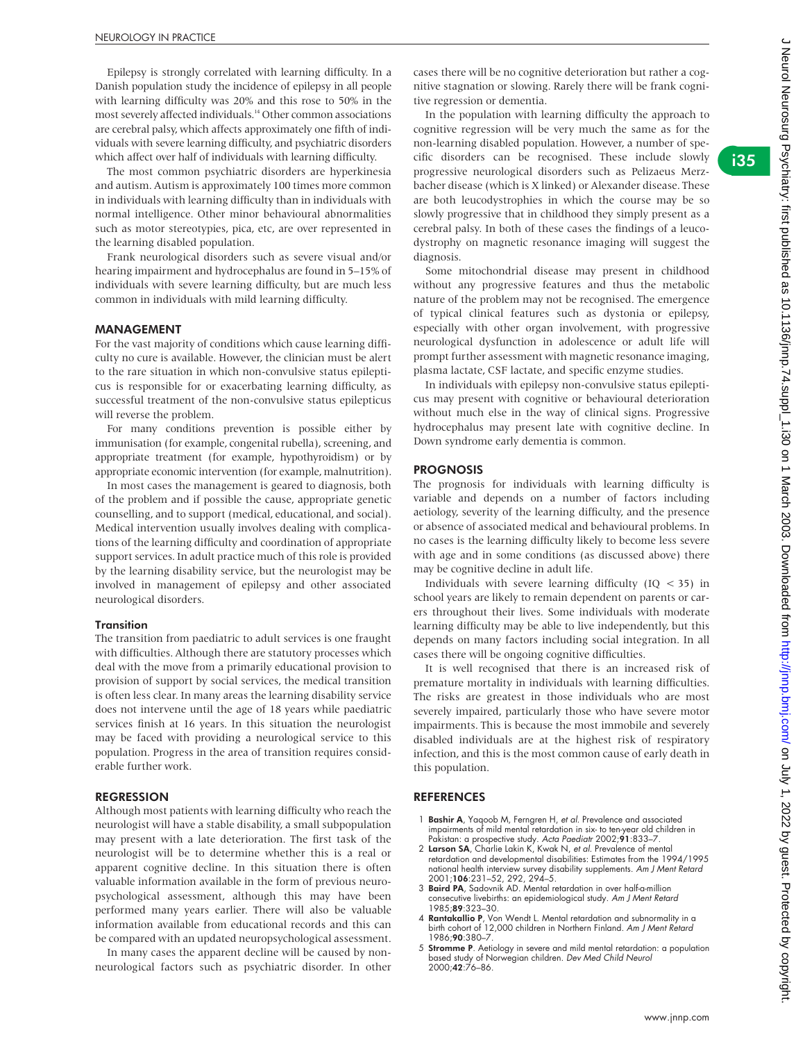Epilepsy is strongly correlated with learning difficulty. In a Danish population study the incidence of epilepsy in all people with learning difficulty was 20% and this rose to 50% in the most severely affected individuals.[14] Other common associations are cerebral palsy, which affects approximately one fifth of individuals with severe learning difficulty, and psychiatric disorders which affect over half of individuals with learning difficulty.

The most common psychiatric disorders are hyperkinesia and autism. Autism is approximately 100 times more common in individuals with learning difficulty than in individuals with normal intelligence. Other minor behavioural abnormalities such as motor stereotypies, pica, etc, are over represented in the learning disabled population.

Frank neurological disorders such as severe visual and/or hearing impairment and hydrocephalus are found in 5–15% of individuals with severe learning difficulty, but are much less common in individuals with mild learning difficulty.

## MANAGEMENT

For the vast majority of conditions which cause learning difficulty no cure is available. However, the clinician must be alert to the rare situation in which non-convulsive status epilepticus is responsible for or exacerbating learning difficulty, as successful treatment of the non-convulsive status epilepticus will reverse the problem.

For many conditions prevention is possible either by immunisation (for example, congenital rubella), screening, and appropriate treatment (for example, hypothyroidism) or by appropriate economic intervention (for example, malnutrition).

In most cases the management is geared to diagnosis, both of the problem and if possible the cause, appropriate genetic counselling, and to support (medical, educational, and social). Medical intervention usually involves dealing with complications of the learning difficulty and coordination of appropriate support services. In adult practice much of this role is provided by the learning disability service, but the neurologist may be involved in management of epilepsy and other associated neurological disorders.

### Transition

The transition from paediatric to adult services is one fraught with difficulties. Although there are statutory processes which deal with the move from a primarily educational provision to provision of support by social services, the medical transition is often less clear. In many areas the learning disability service does not intervene until the age of 18 years while paediatric services finish at 16 years. In this situation the neurologist may be faced with providing a neurological service to this population. Progress in the area of transition requires considerable further work.

## REGRESSION

Although most patients with learning difficulty who reach the neurologist will have a stable disability, a small subpopulation may present with a late deterioration. The first task of the neurologist will be to determine whether this is a real or apparent cognitive decline. In this situation there is often valuable information available in the form of previous neuropsychological assessment, although this may have been performed many years earlier. There will also be valuable information available from educational records and this can be compared with an updated neuropsychological assessment.

In many cases the apparent decline will be caused by non-neurological factors such as psychiatric disorder. In other cases there will be no cognitive deterioration but rather a cognitive stagnation or slowing. Rarely there will be frank cognitive regression or dementia.

In the population with learning difficulty the approach to cognitive regression will be very much the same as for the non-learning disabled population. However, a number of specific disorders can be recognised. These include slowly progressive neurological disorders such as Pelizaeus Merzbacher disease (which is X linked) or Alexander disease. These are both leucodystrophies in which the course may be so slowly progressive that in childhood they simply present as a cerebral palsy. In both of these cases the findings of a leucodystrophy on magnetic resonance imaging will suggest the diagnosis.

Some mitochondrial disease may present in childhood without any progressive features and thus the metabolic nature of the problem may not be recognised. The emergence of typical clinical features such as dystonia or epilepsy, especially with other organ involvement, with progressive neurological dysfunction in adolescence or adult life will prompt further assessment with magnetic resonance imaging, plasma lactate, CSF lactate, and specific enzyme studies.

In individuals with epilepsy non-convulsive status epilepticus may present with cognitive or behavioural deterioration without much else in the way of clinical signs. Progressive hydrocephalus may present late with cognitive decline. In Down syndrome early dementia is common.

## PROGNOSIS

The prognosis for individuals with learning difficulty is variable and depends on a number of factors including aetiology, severity of the learning difficulty, and the presence or absence of associated medical and behavioural problems. In no cases is the learning difficulty likely to become less severe with age and in some conditions (as discussed above) there may be cognitive decline in adult life.

Individuals with severe learning difficulty (IQ < 35) in school years are likely to remain dependent on parents or carers throughout their lives. Some individuals with moderate learning difficulty may be able to live independently, but this depends on many factors including social integration. In all cases there will be ongoing cognitive difficulties.

It is well recognised that there is an increased risk of premature mortality in individuals with learning difficulties. The risks are greatest in those individuals who are most severely impaired, particularly those who have severe motor impairments. This is because the most immobile and severely disabled individuals are at the highest risk of respiratory infection, and this is the most common cause of early death in this population.

## REFERENCES

1. **Bashir A**, Yaqoob M, Ferngren H, *et al*. Prevalence and associated impairments of mild mental retardation in six- to ten-year old children in Pakistan: a prospective study. *Acta Paediatr* 2002;**91**:833–7.
2. **Larson SA**, Charlie Lakin K, Kwak N, *et al*. Prevalence of mental retardation and developmental disabilities: Estimates from the 1994/1995 national health interview survey disability supplements. *Am J Ment Retard* 2001;**106**:231–52, 292, 294–5.
3. **Baird PA**, Sadovnik AD. Mental retardation in over half-a-million consecutive livebirths: an epidemiological study. *Am J Ment Retard* 1985;**89**:323–30.
4. **Rantakallio P**, Von Wendt L. Mental retardation and subnormality in a birth cohort of 12,000 children in Northern Finland. *Am J Ment Retard* 1986;**90**:380–7.
5. **Stromme P**. Aetiology in severe and mild mental retardation: a population based study of Norwegian children. *Dev Med Child Neurol* 2000;**42**:76–86.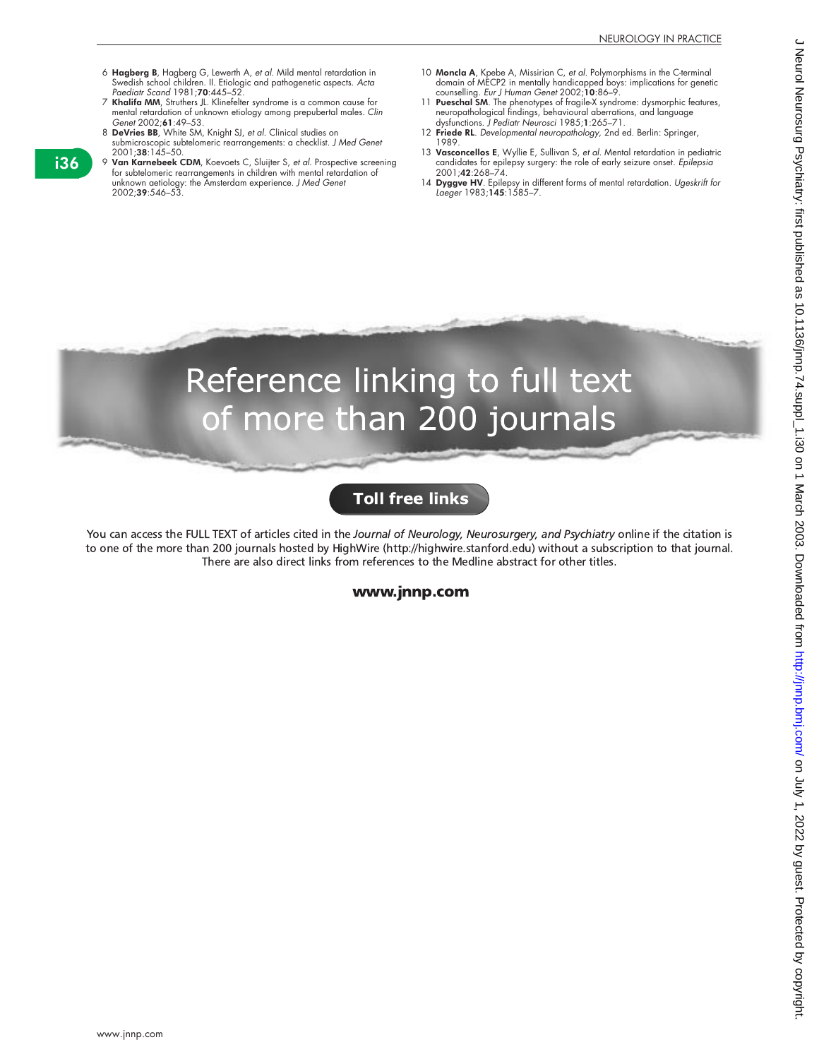6 **Hagberg B**, Hagberg G, Lewerth A, *et al.* Mild mental retardation in Swedish school children. II. Etiologic and pathogenetic aspects. *Acta Paediatr Scand* 1981;**70**:445–52.

7 **Khalifa MM**, Struthers JL. Klinefelter syndrome is a common cause for mental retardation of unknown etiology among prepubertal males. *Clin Genet* 2002;**61**:49–53.

8 **DeVries BB**, White SM, Knight SJ, *et al.* Clinical studies on submicroscopic subtelomeric rearrangements: a checklist. *J Med Genet* 2001;**38**:145–50.

9 **Van Karnebeek CDM**, Koevoets C, Sluijter S, *et al.* Prospective screening for subtelomeric rearrangements in children with mental retardation of unknown aetiology: the Amsterdam experience. *J Med Genet* 2002;**39**:546–53.

10 **Moncla A**, Kpebe A, Missirian C, *et al.* Polymorphisms in the C-terminal domain of MECP2 in mentally handicapped boys: implications for genetic counselling. *Eur J Human Genet* 2002;**10**:86–9.

11 **Pueschal SM**. The phenotypes of fragile-X syndrome: dysmorphic features, neuropathological findings, behavioural aberrations, and language dysfunctions. *J Pediatr Neurosci* 1985;**1**:265–71.

12 **Friede RL**. *Developmental neuropathology*, 2nd ed. Berlin: Springer, 1989.

13 **Vasconcellos E**, Wyllie E, Sullivan S, *et al.* Mental retardation in pediatric candidates for epilepsy surgery: the role of early seizure onset. *Epilepsia* 2001;**42**:268–74.

14 **Dyggve HV**. Epilepsy in different forms of mental retardation. *Ugeskrift for Laeger* 1983;**145**:1585–7.

Reference linking to full text of more than 200 journals

**Toll free links**

You can access the FULL TEXT of articles cited in the *Journal of Neurology, Neurosurgery, and Psychiatry* online if the citation is to one of the more than 200 journals hosted by HighWire (http://highwire.stanford.edu) without a subscription to that journal. There are also direct links from references to the Medline abstract for other titles.

**www.jnnp.com**